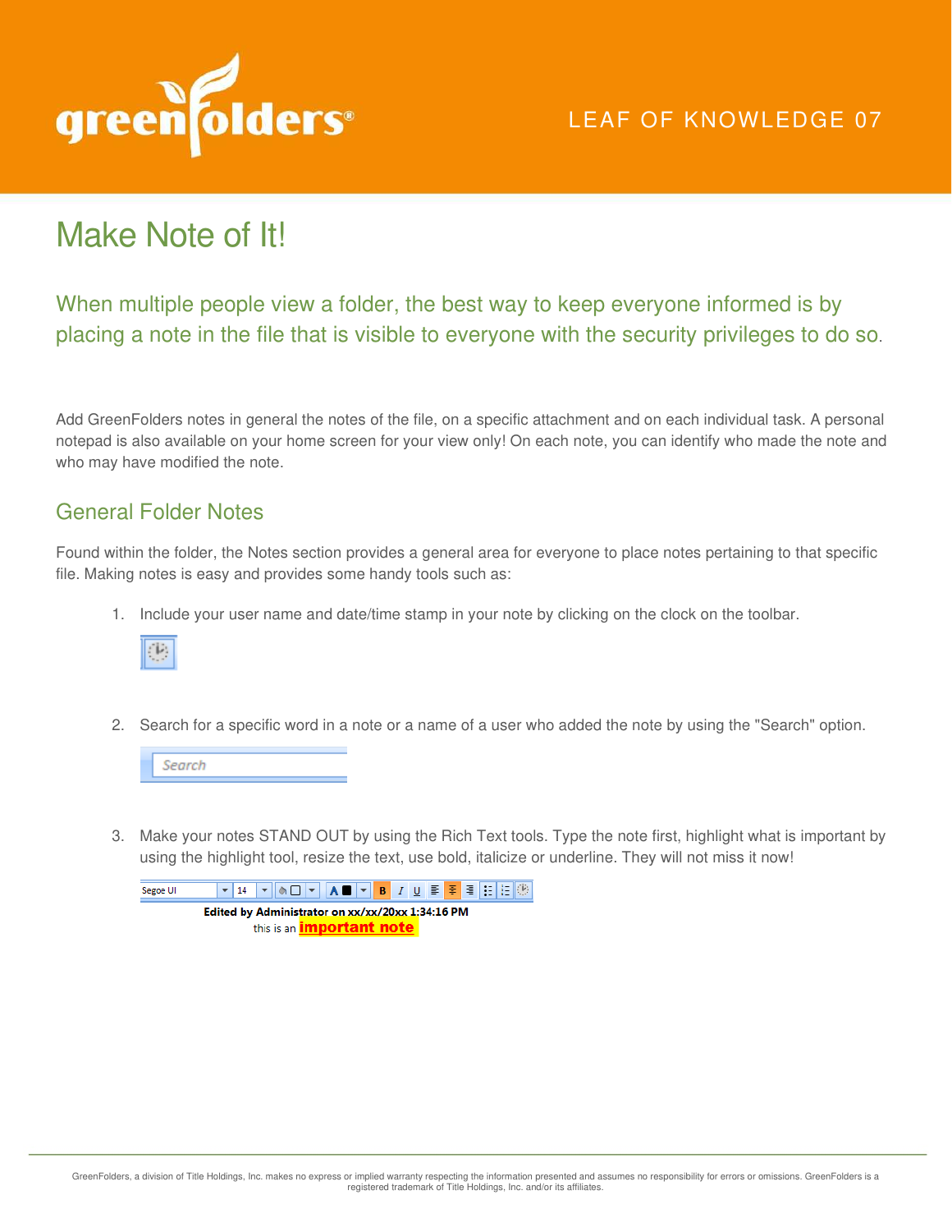LEAF OF KNOWLEDGE 07

# Make Note of It!

## When multiple people view a folder, the best way to keep everyone informed is by placing a note in the file that is visible to everyone with the security privileges to do so.

Add GreenFolders notes in general the notes of the file, on a specific attachment and on each individual task. A personal notepad is also available on your home screen for your view only! On each note, you can identify who made the note and who may have modified the note.

### General Folder Notes

Found within the folder, the Notes section provides a general area for everyone to place notes pertaining to that specific file. Making notes is easy and provides some handy tools such as:

1. Include your user name and date/time stamp in your note by clicking on the clock on the toolbar.

2. Search for a specific word in a note or a name of a user who added the note by using the "Search" option.

   Search

3. Make your notes STAND OUT by using the Rich Text tools. Type the note first, highlight what is important by using the highlight tool, resize the text, use bold, italicize or underline. They will not miss it now!

   Segoe UI 14

   **Edited by Administrator on xx/xx/20xx 1:34:16 PM**

   this is an **important note**

GreenFolders, a division of Title Holdings, Inc. makes no express or implied warranty respecting the information presented and assumes no responsibility for errors or omissions. GreenFolders is a registered trademark of Title Holdings, Inc. and/or its affiliates.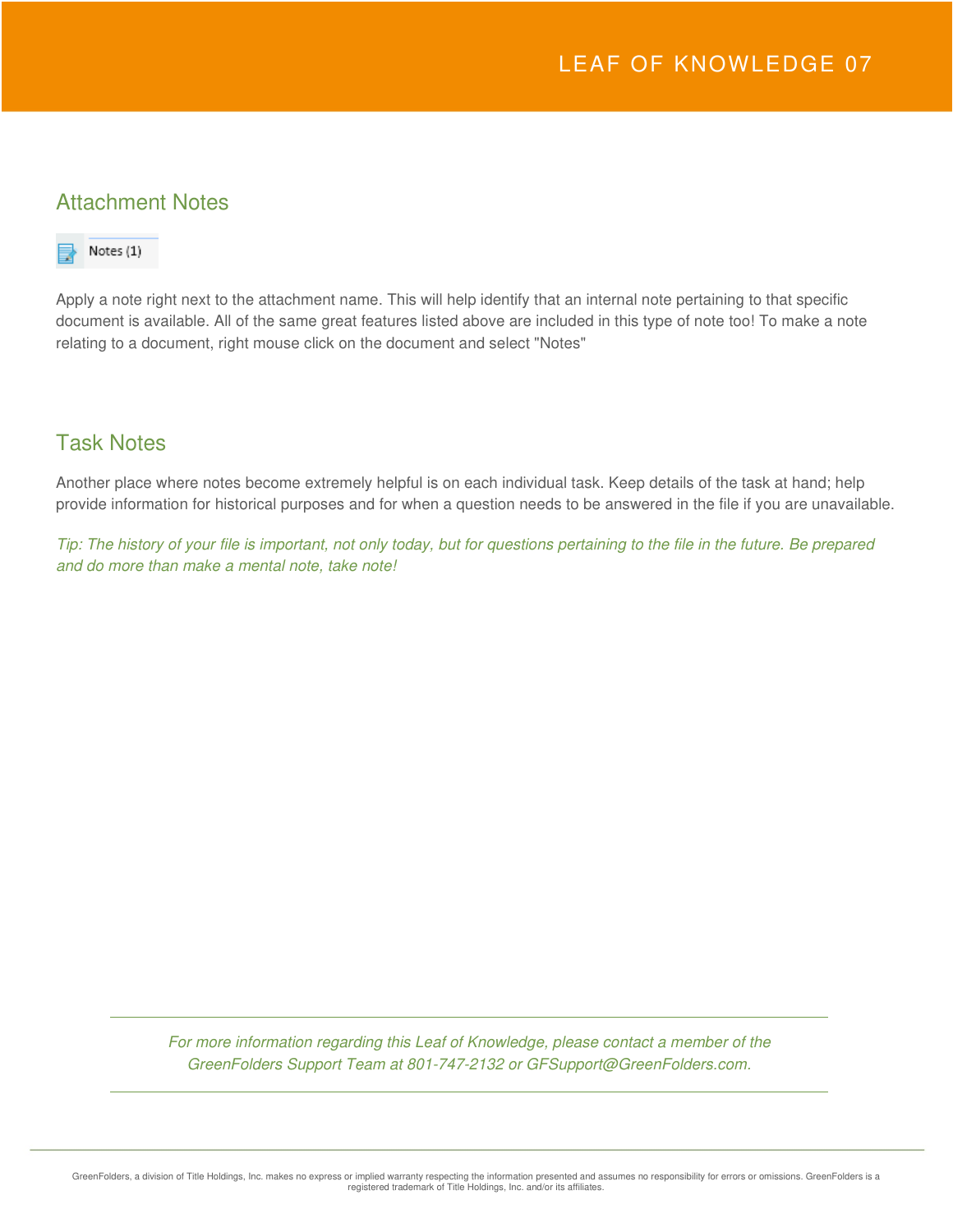## Attachment Notes

Notes (1)

Apply a note right next to the attachment name. This will help identify that an internal note pertaining to that specific document is available. All of the same great features listed above are included in this type of note too! To make a note relating to a document, right mouse click on the document and select "Notes"

## Task Notes

Another place where notes become extremely helpful is on each individual task. Keep details of the task at hand; help provide information for historical purposes and for when a question needs to be answered in the file if you are unavailable.

*Tip: The history of your file is important, not only today, but for questions pertaining to the file in the future. Be prepared and do more than make a mental note, take note!*

---

*For more information regarding this Leaf of Knowledge, please contact a member of the GreenFolders Support Team at 801-747-2132 or GFSupport@GreenFolders.com.*

---

GreenFolders, a division of Title Holdings, Inc. makes no express or implied warranty respecting the information presented and assumes no responsibility for errors or omissions. GreenFolders is a registered trademark of Title Holdings, Inc. and/or its affiliates.